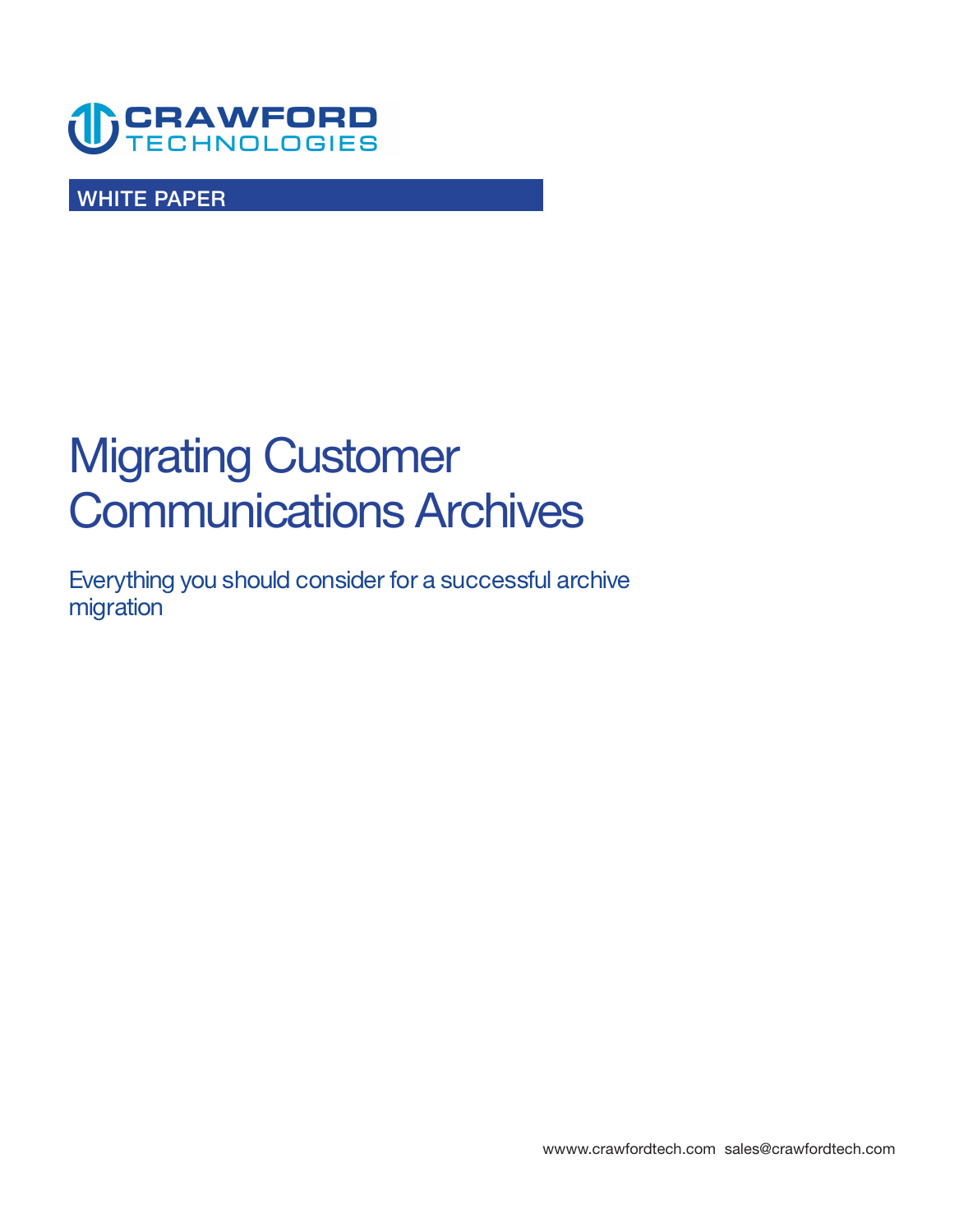CRAWFORD TECHNOLOGIES

WHITE PAPER

# Migrating Customer Communications Archives

## Everything you should consider for a successful archive migration

wwww.crawfordtech.com sales@crawfordtech.com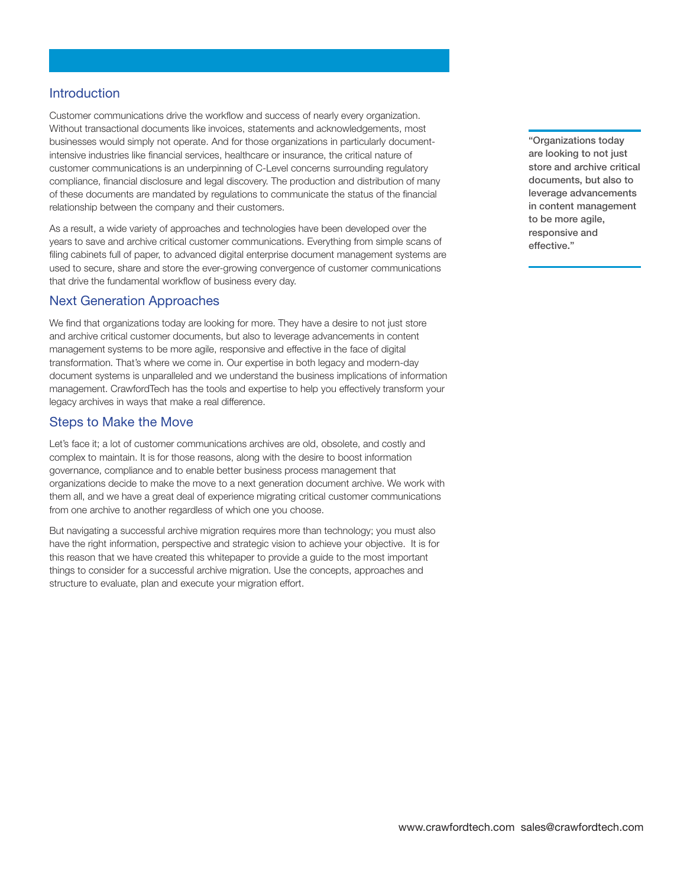## Introduction

Customer communications drive the workflow and success of nearly every organization. Without transactional documents like invoices, statements and acknowledgements, most businesses would simply not operate. And for those organizations in particularly document-intensive industries like financial services, healthcare or insurance, the critical nature of customer communications is an underpinning of C-Level concerns surrounding regulatory compliance, financial disclosure and legal discovery. The production and distribution of many of these documents are mandated by regulations to communicate the status of the financial relationship between the company and their customers.

As a result, a wide variety of approaches and technologies have been developed over the years to save and archive critical customer communications. Everything from simple scans of filing cabinets full of paper, to advanced digital enterprise document management systems are used to secure, share and store the ever-growing convergence of customer communications that drive the fundamental workflow of business every day.

> **"Organizations today are looking to not just store and archive critical documents, but also to leverage advancements in content management to be more agile, responsive and effective."**

## Next Generation Approaches

We find that organizations today are looking for more. They have a desire to not just store and archive critical customer documents, but also to leverage advancements in content management systems to be more agile, responsive and effective in the face of digital transformation. That's where we come in. Our expertise in both legacy and modern-day document systems is unparalleled and we understand the business implications of information management. CrawfordTech has the tools and expertise to help you effectively transform your legacy archives in ways that make a real difference.

## Steps to Make the Move

Let's face it; a lot of customer communications archives are old, obsolete, and costly and complex to maintain. It is for those reasons, along with the desire to boost information governance, compliance and to enable better business process management that organizations decide to make the move to a next generation document archive. We work with them all, and we have a great deal of experience migrating critical customer communications from one archive to another regardless of which one you choose.

But navigating a successful archive migration requires more than technology; you must also have the right information, perspective and strategic vision to achieve your objective. It is for this reason that we have created this whitepaper to provide a guide to the most important things to consider for a successful archive migration. Use the concepts, approaches and structure to evaluate, plan and execute your migration effort.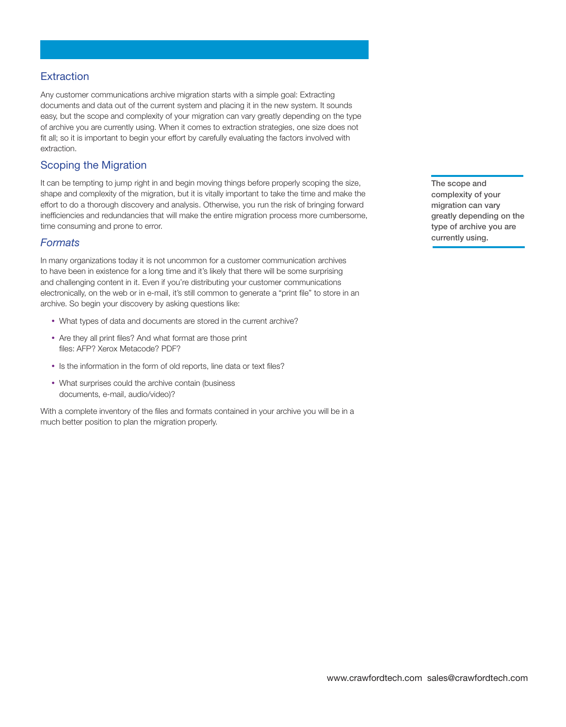## Extraction

Any customer communications archive migration starts with a simple goal: Extracting documents and data out of the current system and placing it in the new system. It sounds easy, but the scope and complexity of your migration can vary greatly depending on the type of archive you are currently using. When it comes to extraction strategies, one size does not fit all; so it is important to begin your effort by carefully evaluating the factors involved with extraction.

## Scoping the Migration

It can be tempting to jump right in and begin moving things before properly scoping the size, shape and complexity of the migration, but it is vitally important to take the time and make the effort to do a thorough discovery and analysis. Otherwise, you run the risk of bringing forward inefficiencies and redundancies that will make the entire migration process more cumbersome, time consuming and prone to error.

> The scope and complexity of your migration can vary greatly depending on the type of archive you are currently using.

### *Formats*

In many organizations today it is not uncommon for a customer communication archives to have been in existence for a long time and it's likely that there will be some surprising and challenging content in it. Even if you're distributing your customer communications electronically, on the web or in e-mail, it's still common to generate a "print file" to store in an archive. So begin your discovery by asking questions like:

- What types of data and documents are stored in the current archive?
- Are they all print files? And what format are those print files: AFP? Xerox Metacode? PDF?
- Is the information in the form of old reports, line data or text files?
- What surprises could the archive contain (business documents, e-mail, audio/video)?

With a complete inventory of the files and formats contained in your archive you will be in a much better position to plan the migration properly.

www.crawfordtech.com sales@crawfordtech.com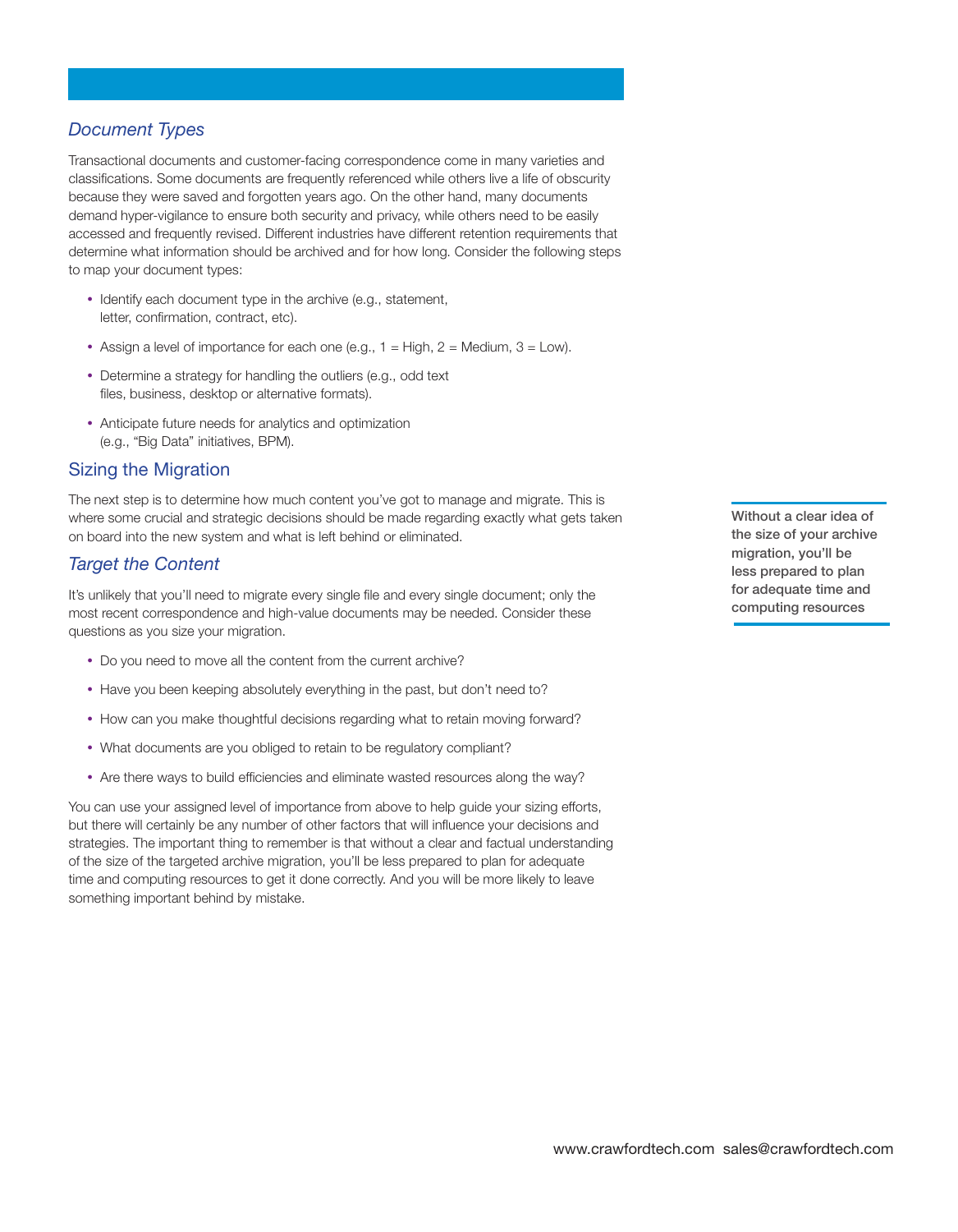## *Document Types*

Transactional documents and customer-facing correspondence come in many varieties and classifications. Some documents are frequently referenced while others live a life of obscurity because they were saved and forgotten years ago. On the other hand, many documents demand hyper-vigilance to ensure both security and privacy, while others need to be easily accessed and frequently revised. Different industries have different retention requirements that determine what information should be archived and for how long. Consider the following steps to map your document types:

- Identify each document type in the archive (e.g., statement, letter, confirmation, contract, etc).
- Assign a level of importance for each one (e.g., 1 = High, 2 = Medium, 3 = Low).
- Determine a strategy for handling the outliers (e.g., odd text files, business, desktop or alternative formats).
- Anticipate future needs for analytics and optimization (e.g., "Big Data" initiatives, BPM).

## Sizing the Migration

The next step is to determine how much content you've got to manage and migrate. This is where some crucial and strategic decisions should be made regarding exactly what gets taken on board into the new system and what is left behind or eliminated.

> **Without a clear idea of the size of your archive migration, you'll be less prepared to plan for adequate time and computing resources**

## *Target the Content*

It's unlikely that you'll need to migrate every single file and every single document; only the most recent correspondence and high-value documents may be needed. Consider these questions as you size your migration.

- Do you need to move all the content from the current archive?
- Have you been keeping absolutely everything in the past, but don't need to?
- How can you make thoughtful decisions regarding what to retain moving forward?
- What documents are you obliged to retain to be regulatory compliant?
- Are there ways to build efficiencies and eliminate wasted resources along the way?

You can use your assigned level of importance from above to help guide your sizing efforts, but there will certainly be any number of other factors that will influence your decisions and strategies. The important thing to remember is that without a clear and factual understanding of the size of the targeted archive migration, you'll be less prepared to plan for adequate time and computing resources to get it done correctly. And you will be more likely to leave something important behind by mistake.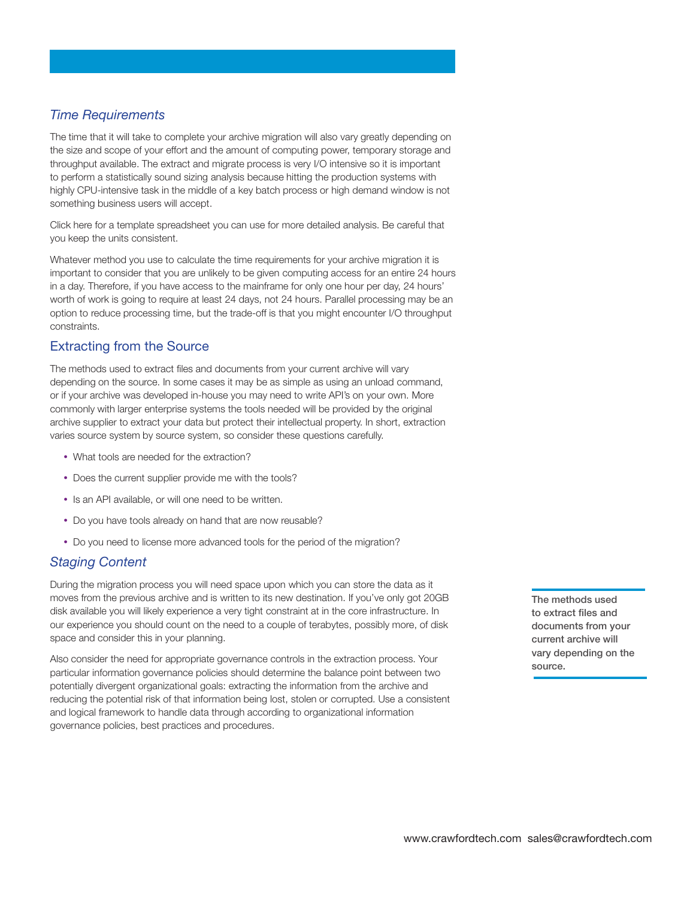### *Time Requirements*

The time that it will take to complete your archive migration will also vary greatly depending on the size and scope of your effort and the amount of computing power, temporary storage and throughput available. The extract and migrate process is very I/O intensive so it is important to perform a statistically sound sizing analysis because hitting the production systems with highly CPU-intensive task in the middle of a key batch process or high demand window is not something business users will accept.

Click here for a template spreadsheet you can use for more detailed analysis. Be careful that you keep the units consistent.

Whatever method you use to calculate the time requirements for your archive migration it is important to consider that you are unlikely to be given computing access for an entire 24 hours in a day. Therefore, if you have access to the mainframe for only one hour per day, 24 hours' worth of work is going to require at least 24 days, not 24 hours. Parallel processing may be an option to reduce processing time, but the trade-off is that you might encounter I/O throughput constraints.

## Extracting from the Source

The methods used to extract files and documents from your current archive will vary depending on the source. In some cases it may be as simple as using an unload command, or if your archive was developed in-house you may need to write API's on your own. More commonly with larger enterprise systems the tools needed will be provided by the original archive supplier to extract your data but protect their intellectual property. In short, extraction varies source system by source system, so consider these questions carefully.

- What tools are needed for the extraction?
- Does the current supplier provide me with the tools?
- Is an API available, or will one need to be written.
- Do you have tools already on hand that are now reusable?
- Do you need to license more advanced tools for the period of the migration?

### *Staging Content*

During the migration process you will need space upon which you can store the data as it moves from the previous archive and is written to its new destination. If you've only got 20GB disk available you will likely experience a very tight constraint at in the core infrastructure. In our experience you should count on the need to a couple of terabytes, possibly more, of disk space and consider this in your planning.

Also consider the need for appropriate governance controls in the extraction process. Your particular information governance policies should determine the balance point between two potentially divergent organizational goals: extracting the information from the archive and reducing the potential risk of that information being lost, stolen or corrupted. Use a consistent and logical framework to handle data through according to organizational information governance policies, best practices and procedures.

**The methods used to extract files and documents from your current archive will vary depending on the source.**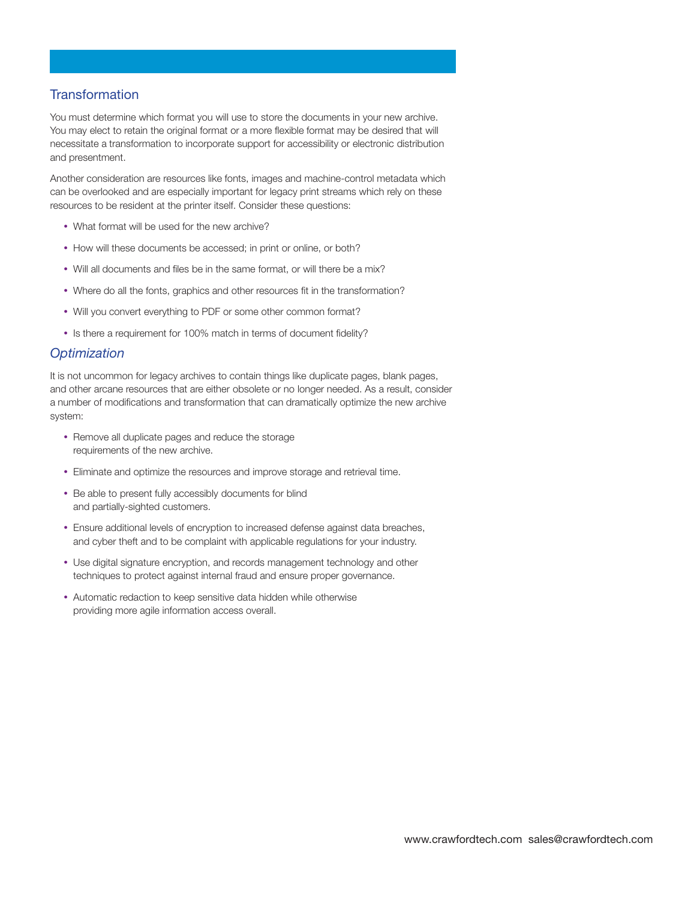## Transformation

You must determine which format you will use to store the documents in your new archive. You may elect to retain the original format or a more flexible format may be desired that will necessitate a transformation to incorporate support for accessibility or electronic distribution and presentment.

Another consideration are resources like fonts, images and machine-control metadata which can be overlooked and are especially important for legacy print streams which rely on these resources to be resident at the printer itself. Consider these questions:

- What format will be used for the new archive?
- How will these documents be accessed; in print or online, or both?
- Will all documents and files be in the same format, or will there be a mix?
- Where do all the fonts, graphics and other resources fit in the transformation?
- Will you convert everything to PDF or some other common format?
- Is there a requirement for 100% match in terms of document fidelity?

## *Optimization*

It is not uncommon for legacy archives to contain things like duplicate pages, blank pages, and other arcane resources that are either obsolete or no longer needed. As a result, consider a number of modifications and transformation that can dramatically optimize the new archive system:

- Remove all duplicate pages and reduce the storage requirements of the new archive.
- Eliminate and optimize the resources and improve storage and retrieval time.
- Be able to present fully accessibly documents for blind and partially-sighted customers.
- Ensure additional levels of encryption to increased defense against data breaches, and cyber theft and to be complaint with applicable regulations for your industry.
- Use digital signature encryption, and records management technology and other techniques to protect against internal fraud and ensure proper governance.
- Automatic redaction to keep sensitive data hidden while otherwise providing more agile information access overall.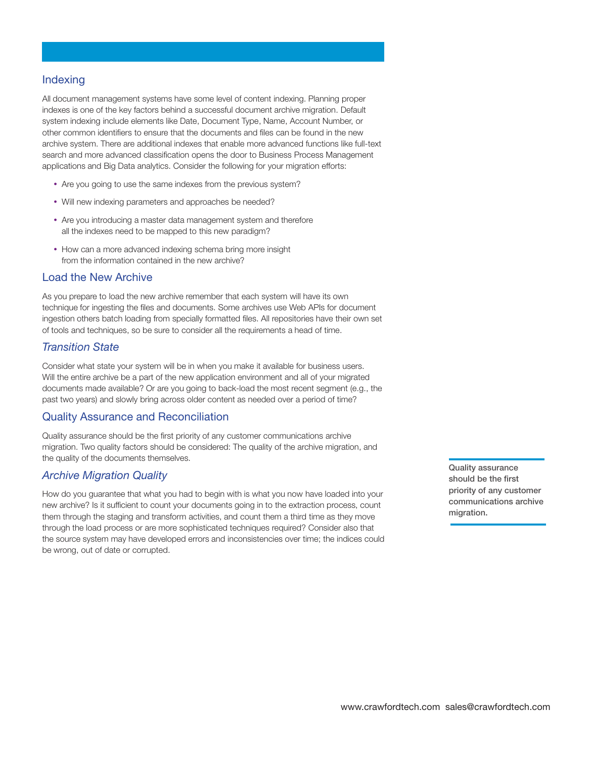## Indexing

All document management systems have some level of content indexing. Planning proper indexes is one of the key factors behind a successful document archive migration. Default system indexing include elements like Date, Document Type, Name, Account Number, or other common identifiers to ensure that the documents and files can be found in the new archive system. There are additional indexes that enable more advanced functions like full-text search and more advanced classification opens the door to Business Process Management applications and Big Data analytics. Consider the following for your migration efforts:

- Are you going to use the same indexes from the previous system?
- Will new indexing parameters and approaches be needed?
- Are you introducing a master data management system and therefore all the indexes need to be mapped to this new paradigm?
- How can a more advanced indexing schema bring more insight from the information contained in the new archive?

## Load the New Archive

As you prepare to load the new archive remember that each system will have its own technique for ingesting the files and documents. Some archives use Web APIs for document ingestion others batch loading from specially formatted files. All repositories have their own set of tools and techniques, so be sure to consider all the requirements a head of time.

### *Transition State*

Consider what state your system will be in when you make it available for business users. Will the entire archive be a part of the new application environment and all of your migrated documents made available? Or are you going to back-load the most recent segment (e.g., the past two years) and slowly bring across older content as needed over a period of time?

## Quality Assurance and Reconciliation

Quality assurance should be the first priority of any customer communications archive migration. Two quality factors should be considered: The quality of the archive migration, and the quality of the documents themselves.

### *Archive Migration Quality*

How do you guarantee that what you had to begin with is what you now have loaded into your new archive? Is it sufficient to count your documents going in to the extraction process, count them through the staging and transform activities, and count them a third time as they move through the load process or are more sophisticated techniques required? Consider also that the source system may have developed errors and inconsistencies over time; the indices could be wrong, out of date or corrupted.

**Quality assurance should be the first priority of any customer communications archive migration.**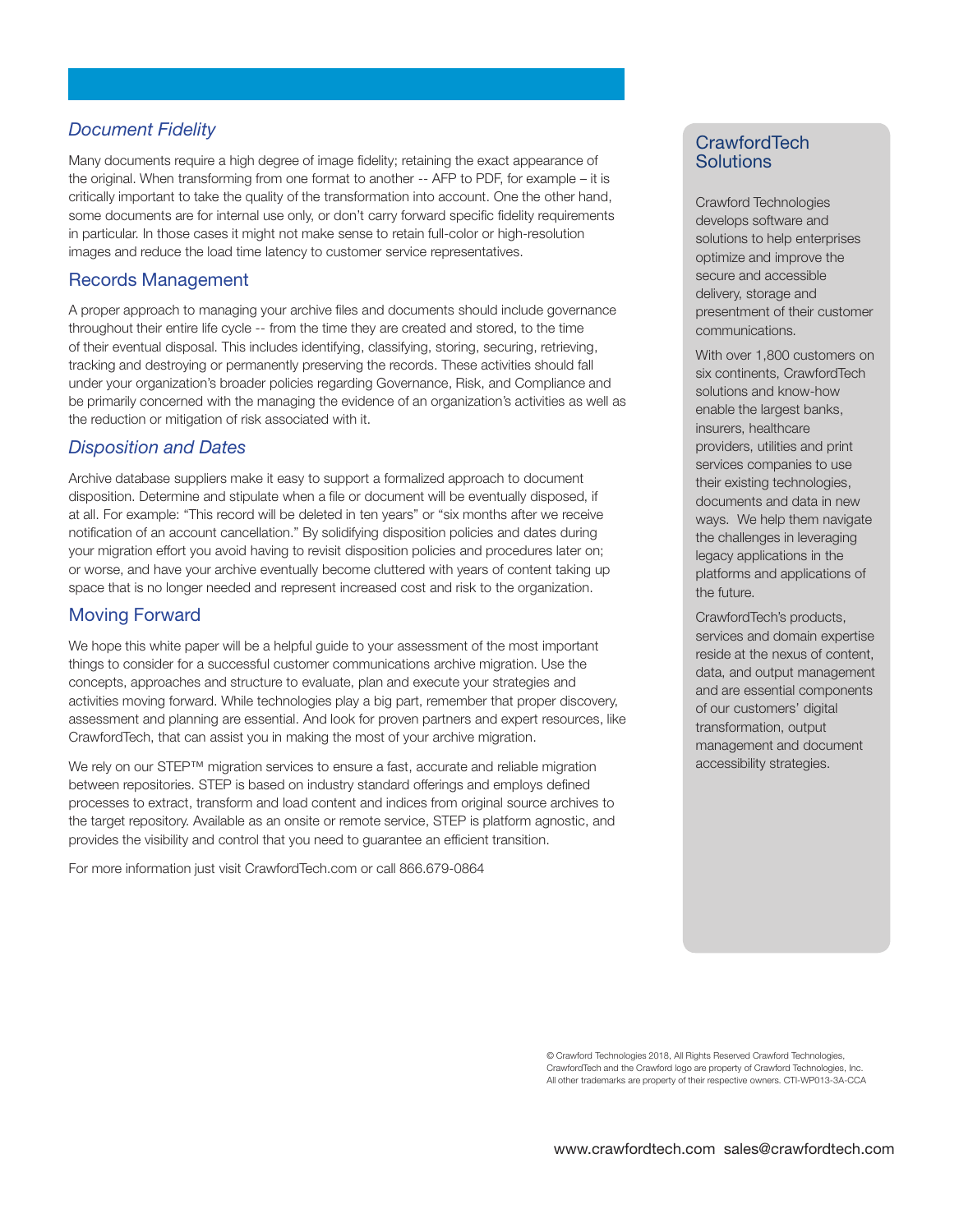## *Document Fidelity*

Many documents require a high degree of image fidelity; retaining the exact appearance of the original. When transforming from one format to another -- AFP to PDF, for example – it is critically important to take the quality of the transformation into account. One the other hand, some documents are for internal use only, or don't carry forward specific fidelity requirements in particular. In those cases it might not make sense to retain full-color or high-resolution images and reduce the load time latency to customer service representatives.

## Records Management

A proper approach to managing your archive files and documents should include governance throughout their entire life cycle -- from the time they are created and stored, to the time of their eventual disposal. This includes identifying, classifying, storing, securing, retrieving, tracking and destroying or permanently preserving the records. These activities should fall under your organization's broader policies regarding Governance, Risk, and Compliance and be primarily concerned with the managing the evidence of an organization's activities as well as the reduction or mitigation of risk associated with it.

## *Disposition and Dates*

Archive database suppliers make it easy to support a formalized approach to document disposition. Determine and stipulate when a file or document will be eventually disposed, if at all. For example: "This record will be deleted in ten years" or "six months after we receive notification of an account cancellation." By solidifying disposition policies and dates during your migration effort you avoid having to revisit disposition policies and procedures later on; or worse, and have your archive eventually become cluttered with years of content taking up space that is no longer needed and represent increased cost and risk to the organization.

## Moving Forward

We hope this white paper will be a helpful guide to your assessment of the most important things to consider for a successful customer communications archive migration. Use the concepts, approaches and structure to evaluate, plan and execute your strategies and activities moving forward. While technologies play a big part, remember that proper discovery, assessment and planning are essential. And look for proven partners and expert resources, like CrawfordTech, that can assist you in making the most of your archive migration.

We rely on our STEP™ migration services to ensure a fast, accurate and reliable migration between repositories. STEP is based on industry standard offerings and employs defined processes to extract, transform and load content and indices from original source archives to the target repository. Available as an onsite or remote service, STEP is platform agnostic, and provides the visibility and control that you need to guarantee an efficient transition.

For more information just visit CrawfordTech.com or call 866.679-0864

## CrawfordTech Solutions

Crawford Technologies develops software and solutions to help enterprises optimize and improve the secure and accessible delivery, storage and presentment of their customer communications.

With over 1,800 customers on six continents, CrawfordTech solutions and know-how enable the largest banks, insurers, healthcare providers, utilities and print services companies to use their existing technologies, documents and data in new ways. We help them navigate the challenges in leveraging legacy applications in the platforms and applications of the future.

CrawfordTech's products, services and domain expertise reside at the nexus of content, data, and output management and are essential components of our customers' digital transformation, output management and document accessibility strategies.

© Crawford Technologies 2018, All Rights Reserved Crawford Technologies, CrawfordTech and the Crawford logo are property of Crawford Technologies, Inc. All other trademarks are property of their respective owners. CTI-WP013-3A-CCA

www.crawfordtech.com sales@crawfordtech.com